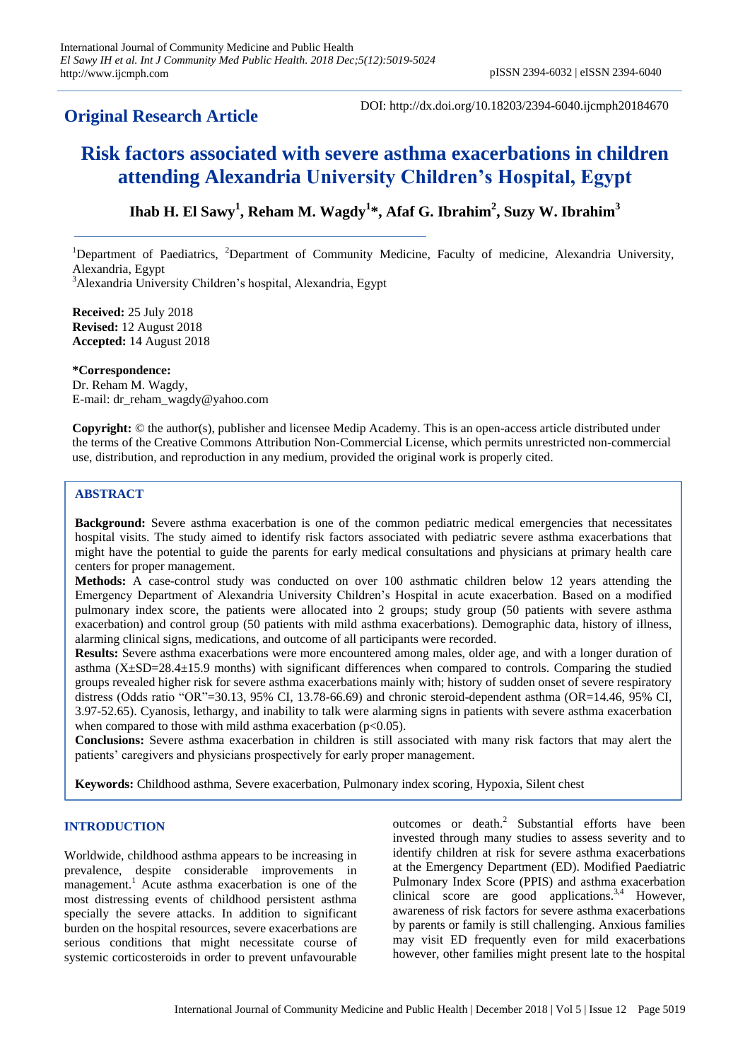**Original Research Article**

DOI: http://dx.doi.org/10.18203/2394-6040.ijcmph20184670

# Risk factors associated with severe asthma exacerbations in children attending Alexandria University Children's Hospital, Egypt

**Ihab H. El Sawy[1], Reham M. Wagdy[1]*, Afaf G. Ibrahim[2], Suzy W. Ibrahim[3]**

[1]Department of Paediatrics, [2]Department of Community Medicine, Faculty of medicine, Alexandria University, Alexandria, Egypt
[3]Alexandria University Children's hospital, Alexandria, Egypt

**Received:** 25 July 2018
**Revised:** 12 August 2018
**Accepted:** 14 August 2018

***Correspondence:**
Dr. Reham M. Wagdy,
E-mail: dr_reham_wagdy@yahoo.com

**Copyright:** © the author(s), publisher and licensee Medip Academy. This is an open-access article distributed under the terms of the Creative Commons Attribution Non-Commercial License, which permits unrestricted non-commercial use, distribution, and reproduction in any medium, provided the original work is properly cited.

## ABSTRACT

**Background:** Severe asthma exacerbation is one of the common pediatric medical emergencies that necessitates hospital visits. The study aimed to identify risk factors associated with pediatric severe asthma exacerbations that might have the potential to guide the parents for early medical consultations and physicians at primary health care centers for proper management.

**Methods:** A case-control study was conducted on over 100 asthmatic children below 12 years attending the Emergency Department of Alexandria University Children's Hospital in acute exacerbation. Based on a modified pulmonary index score, the patients were allocated into 2 groups; study group (50 patients with severe asthma exacerbation) and control group (50 patients with mild asthma exacerbations). Demographic data, history of illness, alarming clinical signs, medications, and outcome of all participants were recorded.

**Results:** Severe asthma exacerbations were more encountered among males, older age, and with a longer duration of asthma (X±SD=28.4±15.9 months) with significant differences when compared to controls. Comparing the studied groups revealed higher risk for severe asthma exacerbations mainly with; history of sudden onset of severe respiratory distress (Odds ratio "OR"=30.13, 95% CI, 13.78-66.69) and chronic steroid-dependent asthma (OR=14.46, 95% CI, 3.97-52.65). Cyanosis, lethargy, and inability to talk were alarming signs in patients with severe asthma exacerbation when compared to those with mild asthma exacerbation ($p<0.05$).

**Conclusions:** Severe asthma exacerbation in children is still associated with many risk factors that may alert the patients' caregivers and physicians prospectively for early proper management.

**Keywords:** Childhood asthma, Severe exacerbation, Pulmonary index scoring, Hypoxia, Silent chest

## INTRODUCTION

Worldwide, childhood asthma appears to be increasing in prevalence, despite considerable improvements in management.[1] Acute asthma exacerbation is one of the most distressing events of childhood persistent asthma specially the severe attacks. In addition to significant burden on the hospital resources, severe exacerbations are serious conditions that might necessitate course of systemic corticosteroids in order to prevent unfavourable outcomes or death.[2] Substantial efforts have been invested through many studies to assess severity and to identify children at risk for severe asthma exacerbations at the Emergency Department (ED). Modified Paediatric Pulmonary Index Score (PPIS) and asthma exacerbation clinical score are good applications.[3,4] However, awareness of risk factors for severe asthma exacerbations by parents or family is still challenging. Anxious families may visit ED frequently even for mild exacerbations however, other families might present late to the hospital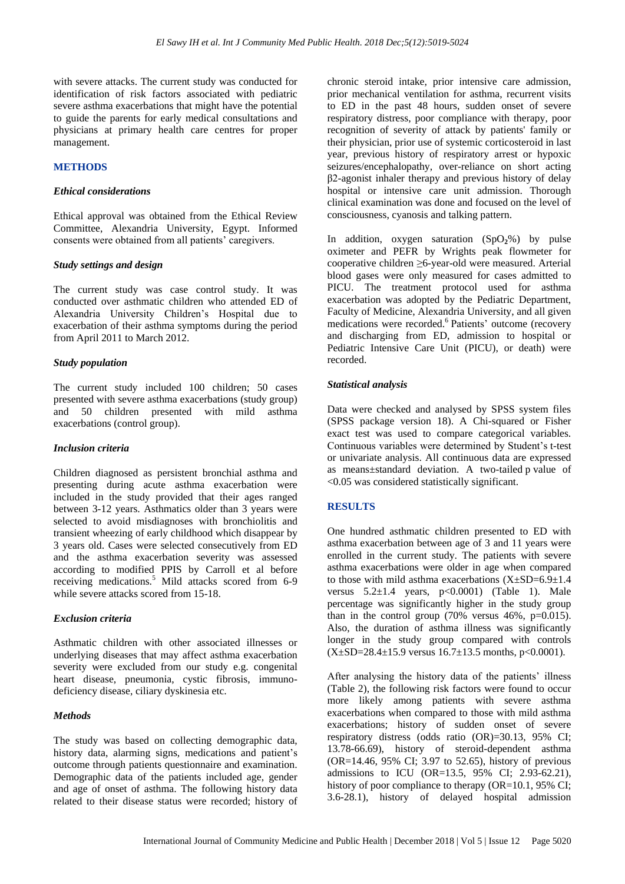with severe attacks. The current study was conducted for identification of risk factors associated with pediatric severe asthma exacerbations that might have the potential to guide the parents for early medical consultations and physicians at primary health care centres for proper management.

## METHODS

### *Ethical considerations*

Ethical approval was obtained from the Ethical Review Committee, Alexandria University, Egypt. Informed consents were obtained from all patients' caregivers.

### *Study settings and design*

The current study was case control study. It was conducted over asthmatic children who attended ED of Alexandria University Children's Hospital due to exacerbation of their asthma symptoms during the period from April 2011 to March 2012.

### *Study population*

The current study included 100 children; 50 cases presented with severe asthma exacerbations (study group) and 50 children presented with mild asthma exacerbations (control group).

### *Inclusion criteria*

Children diagnosed as persistent bronchial asthma and presenting during acute asthma exacerbation were included in the study provided that their ages ranged between 3-12 years. Asthmatics older than 3 years were selected to avoid misdiagnoses with bronchiolitis and transient wheezing of early childhood which disappear by 3 years old. Cases were selected consecutively from ED and the asthma exacerbation severity was assessed according to modified PPIS by Carroll et al before receiving medications.[5] Mild attacks scored from 6-9 while severe attacks scored from 15-18.

### *Exclusion criteria*

Asthmatic children with other associated illnesses or underlying diseases that may affect asthma exacerbation severity were excluded from our study e.g. congenital heart disease, pneumonia, cystic fibrosis, immuno-deficiency disease, ciliary dyskinesia etc.

### *Methods*

The study was based on collecting demographic data, history data, alarming signs, medications and patient's outcome through patients questionnaire and examination. Demographic data of the patients included age, gender and age of onset of asthma. The following history data related to their disease status were recorded; history of chronic steroid intake, prior intensive care admission, prior mechanical ventilation for asthma, recurrent visits to ED in the past 48 hours, sudden onset of severe respiratory distress, poor compliance with therapy, poor recognition of severity of attack by patients' family or their physician, prior use of systemic corticosteroid in last year, previous history of respiratory arrest or hypoxic seizures/encephalopathy, over-reliance on short acting β2-agonist inhaler therapy and previous history of delay hospital or intensive care unit admission. Thorough clinical examination was done and focused on the level of consciousness, cyanosis and talking pattern.

In addition, oxygen saturation ($SpO_2$%) by pulse oximeter and PEFR by Wrights peak flowmeter for cooperative children ≥6-year-old were measured. Arterial blood gases were only measured for cases admitted to PICU. The treatment protocol used for asthma exacerbation was adopted by the Pediatric Department, Faculty of Medicine, Alexandria University, and all given medications were recorded.[6] Patients' outcome (recovery and discharging from ED, admission to hospital or Pediatric Intensive Care Unit (PICU), or death) were recorded.

### *Statistical analysis*

Data were checked and analysed by SPSS system files (SPSS package version 18). A Chi-squared or Fisher exact test was used to compare categorical variables. Continuous variables were determined by Student's t-test or univariate analysis. All continuous data are expressed as means±standard deviation. A two-tailed p value of <0.05 was considered statistically significant.

## RESULTS

One hundred asthmatic children presented to ED with asthma exacerbation between age of 3 and 11 years were enrolled in the current study. The patients with severe asthma exacerbations were older in age when compared to those with mild asthma exacerbations (X±SD=6.9±1.4 versus 5.2±1.4 years, $p<0.0001$) (Table 1). Male percentage was significantly higher in the study group than in the control group (70% versus 46%, $p=0.015$). Also, the duration of asthma illness was significantly longer in the study group compared with controls (X±SD=28.4±15.9 versus 16.7±13.5 months, $p<0.0001$).

After analysing the history data of the patients' illness (Table 2), the following risk factors were found to occur more likely among patients with severe asthma exacerbations when compared to those with mild asthma exacerbations; history of sudden onset of severe respiratory distress (odds ratio (OR)=30.13, 95% CI; 13.78-66.69), history of steroid-dependent asthma (OR=14.46, 95% CI; 3.97 to 52.65), history of previous admissions to ICU (OR=13.5, 95% CI; 2.93-62.21), history of poor compliance to therapy (OR=10.1, 95% CI; 3.6-28.1), history of delayed hospital admission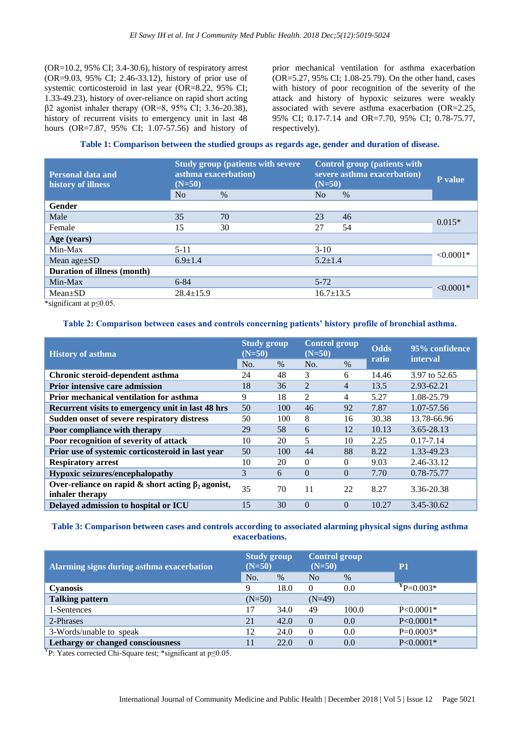(OR=10.2, 95% CI; 3.4-30.6), history of respiratory arrest (OR=9.03, 95% CI; 2.46-33.12), history of prior use of systemic corticosteroid in last year (OR=8.22, 95% CI; 1.33-49.23), history of over-reliance on rapid short acting β2 agonist inhaler therapy (OR=8, 95% CI; 3.36-20.38), history of recurrent visits to emergency unit in last 48 hours (OR=7.87, 95% CI; 1.07-57.56) and history of prior mechanical ventilation for asthma exacerbation (OR=5.27, 95% CI; 1.08-25.79). On the other hand, cases with history of poor recognition of the severity of the attack and history of hypoxic seizures were weakly associated with severe asthma exacerbation (OR=2.25, 95% CI; 0.17-7.14 and OR=7.70, 95% CI; 0.78-75.77, respectively).

**Table 1: Comparison between the studied groups as regards age, gender and duration of disease.**

| Personal data and history of illness | Study group (patients with severe asthma exacerbation) (N=50) | | Control group (patients with severe asthma exacerbation) (N=50) | | P value |
|---|---|---|---|---|---|
| | No | % | No | % | |
| **Gender** | | | | | |
| Male | 35 | 70 | 23 | 46 | 0.015* |
| Female | 15 | 30 | 27 | 54 | |
| **Age (years)** | | | | | |
| Min-Max | 5-11 | | 3-10 | | <0.0001* |
| Mean age±SD | 6.9±1.4 | | 5.2±1.4 | | |
| **Duration of illness (month)** | | | | | |
| Min-Max | 6-84 | | 5-72 | | <0.0001* |
| Mean±SD | 28.4±15.9 | | 16.7±13.5 | | |

*significant at p≤0.05.

**Table 2: Comparison between cases and controls concerning patients' history profile of bronchial asthma.**

| History of asthma | Study group (N=50) | | Control group (N=50) | | Odds ratio | 95% confidence interval |
|---|---|---|---|---|---|---|
| | No. | % | No. | % | | |
| **Chronic steroid-dependent asthma** | 24 | 48 | 3 | 6 | 14.46 | 3.97 to 52.65 |
| **Prior intensive care admission** | 18 | 36 | 2 | 4 | 13.5 | 2.93-62.21 |
| **Prior mechanical ventilation for asthma** | 9 | 18 | 2 | 4 | 5.27 | 1.08-25.79 |
| **Recurrent visits to emergency unit in last 48 hrs** | 50 | 100 | 46 | 92 | 7.87 | 1.07-57.56 |
| **Sudden onset of severe respiratory distress** | 50 | 100 | 8 | 16 | 30.38 | 13.78-66.96 |
| **Poor compliance with therapy** | 29 | 58 | 6 | 12 | 10.13 | 3.65-28.13 |
| **Poor recognition of severity of attack** | 10 | 20 | 5 | 10 | 2.25 | 0.17-7.14 |
| **Prior use of systemic corticosteroid in last year** | 50 | 100 | 44 | 88 | 8.22 | 1.33-49.23 |
| **Respiratory arrest** | 10 | 20 | 0 | 0 | 9.03 | 2.46-33.12 |
| **Hypoxic seizures/encephalopathy** | 3 | 6 | 0 | 0 | 7.70 | 0.78-75.77 |
| **Over-reliance on rapid & short acting $\beta_2$ agonist, inhaler therapy** | 35 | 70 | 11 | 22 | 8.27 | 3.36-20.38 |
| **Delayed admission to hospital or ICU** | 15 | 30 | 0 | 0 | 10.27 | 3.45-30.62 |

**Table 3: Comparison between cases and controls according to associated alarming physical signs during asthma exacerbations.**

| Alarming signs during asthma exacerbation | Study group (N=50) | | Control group (N=50) | | P1 |
|---|---|---|---|---|---|
| | No. | % | No | % | |
| **Cyanosis** | 9 | 18.0 | 0 | 0.0 | ¥P=0.003* |
| **Talking pattern** | (N=50) | | (N=49) | | |
| 1-Sentences | 17 | 34.0 | 49 | 100.0 | P<0.0001* |
| 2-Phrases | 21 | 42.0 | 0 | 0.0 | P<0.0001* |
| 3-Words/unable to speak | 12 | 24.0 | 0 | 0.0 | P=0.0003* |
| **Lethargy or changed consciousness** | 11 | 22.0 | 0 | 0.0 | P<0.0001* |

¥P: Yates corrected Chi-Square test; *significant at p≤0.05.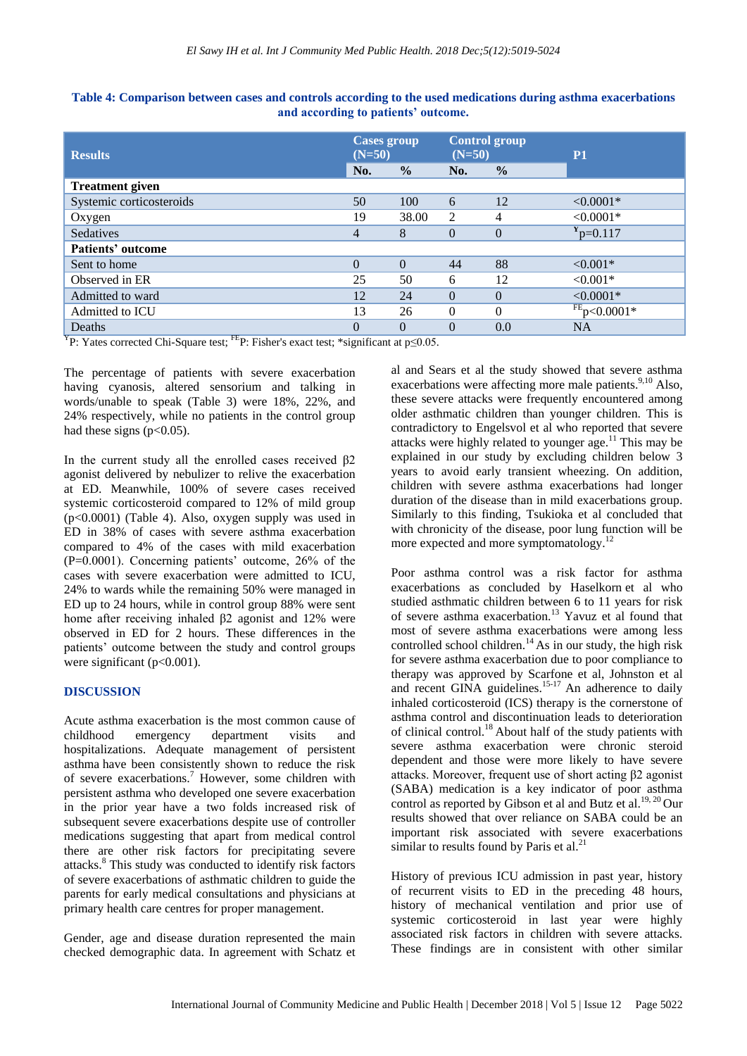**Table 4: Comparison between cases and controls according to the used medications during asthma exacerbations and according to patients' outcome.**

| Results | Cases group (N=50) | | Control group (N=50) | | P1 |
|---|---|---|---|---|---|
| | No. | % | No. | % | |
| **Treatment given** | | | | | |
| Systemic corticosteroids | 50 | 100 | 6 | 12 | <0.0001* |
| Oxygen | 19 | 38.00 | 2 | 4 | <0.0001* |
| Sedatives | 4 | 8 | 0 | 0 | [¥]p=0.117 |
| **Patients' outcome** | | | | | |
| Sent to home | 0 | 0 | 44 | 88 | <0.001* |
| Observed in ER | 25 | 50 | 6 | 12 | <0.001* |
| Admitted to ward | 12 | 24 | 0 | 0 | <0.0001* |
| Admitted to ICU | 13 | 26 | 0 | 0 | [FE]p<0.0001* |
| Deaths | 0 | 0 | 0 | 0.0 | NA |

[¥]P: Yates corrected Chi-Square test; [FE]P: Fisher's exact test; *significant at p≤0.05.

The percentage of patients with severe exacerbation having cyanosis, altered sensorium and talking in words/unable to speak (Table 3) were 18%, 22%, and 24% respectively, while no patients in the control group had these signs ($p<0.05$).

In the current study all the enrolled cases received β2 agonist delivered by nebulizer to relive the exacerbation at ED. Meanwhile, 100% of severe cases received systemic corticosteroid compared to 12% of mild group ($p<0.0001$) (Table 4). Also, oxygen supply was used in ED in 38% of cases with severe asthma exacerbation compared to 4% of the cases with mild exacerbation ($P=0.0001$). Concerning patients' outcome, 26% of the cases with severe exacerbation were admitted to ICU, 24% to wards while the remaining 50% were managed in ED up to 24 hours, while in control group 88% were sent home after receiving inhaled β2 agonist and 12% were observed in ED for 2 hours. These differences in the patients' outcome between the study and control groups were significant ($p<0.001$).

## DISCUSSION

Acute asthma exacerbation is the most common cause of childhood emergency department visits and hospitalizations. Adequate management of persistent asthma have been consistently shown to reduce the risk of severe exacerbations.[7] However, some children with persistent asthma who developed one severe exacerbation in the prior year have a two folds increased risk of subsequent severe exacerbations despite use of controller medications suggesting that apart from medical control there are other risk factors for precipitating severe attacks.[8] This study was conducted to identify risk factors of severe exacerbations of asthmatic children to guide the parents for early medical consultations and physicians at primary health care centres for proper management.

Gender, age and disease duration represented the main checked demographic data. In agreement with Schatz et al and Sears et al the study showed that severe asthma exacerbations were affecting more male patients.[9,10] Also, these severe attacks were frequently encountered among older asthmatic children than younger children. This is contradictory to Engelsvol et al who reported that severe attacks were highly related to younger age.[11] This may be explained in our study by excluding children below 3 years to avoid early transient wheezing. On addition, children with severe asthma exacerbations had longer duration of the disease than in mild exacerbations group. Similarly to this finding, Tsukioka et al concluded that with chronicity of the disease, poor lung function will be more expected and more symptomatology.[12]

Poor asthma control was a risk factor for asthma exacerbations as concluded by Haselkorn et al who studied asthmatic children between 6 to 11 years for risk of severe asthma exacerbation.[13] Yavuz et al found that most of severe asthma exacerbations were among less controlled school children.[14] As in our study, the high risk for severe asthma exacerbation due to poor compliance to therapy was approved by Scarfone et al, Johnston et al and recent GINA guidelines.[15-17] An adherence to daily inhaled corticosteroid (ICS) therapy is the cornerstone of asthma control and discontinuation leads to deterioration of clinical control.[18] About half of the study patients with severe asthma exacerbation were chronic steroid dependent and those were more likely to have severe attacks. Moreover, frequent use of short acting β2 agonist (SABA) medication is a key indicator of poor asthma control as reported by Gibson et al and Butz et al.[19,20] Our results showed that over reliance on SABA could be an important risk associated with severe exacerbations similar to results found by Paris et al.[21]

History of previous ICU admission in past year, history of recurrent visits to ED in the preceding 48 hours, history of mechanical ventilation and prior use of systemic corticosteroid in last year were highly associated risk factors in children with severe attacks. These findings are in consistent with other similar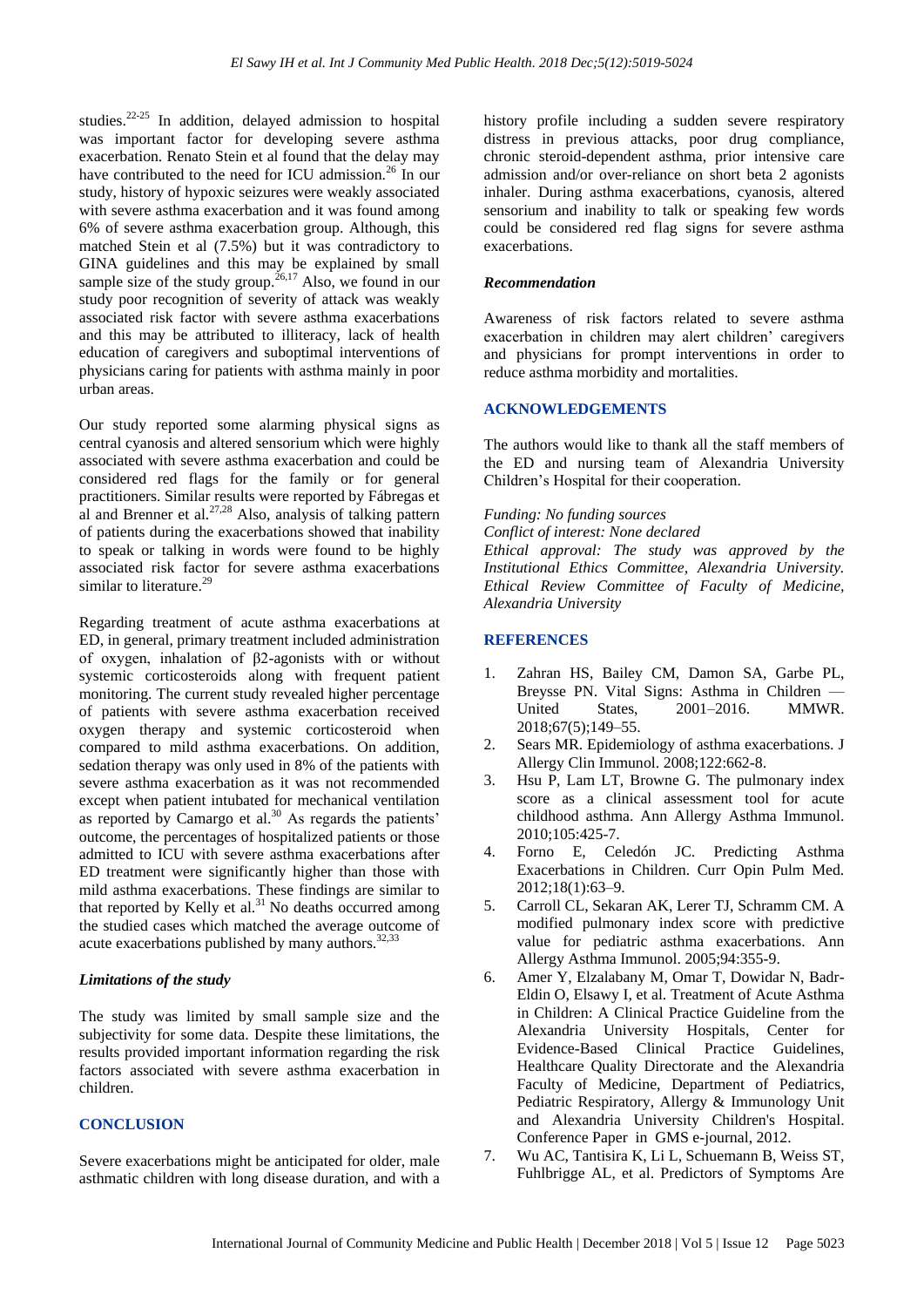studies.[22-25] In addition, delayed admission to hospital was important factor for developing severe asthma exacerbation. Renato Stein et al found that the delay may have contributed to the need for ICU admission.[26] In our study, history of hypoxic seizures were weakly associated with severe asthma exacerbation and it was found among 6% of severe asthma exacerbation group. Although, this matched Stein et al (7.5%) but it was contradictory to GINA guidelines and this may be explained by small sample size of the study group.[26,17] Also, we found in our study poor recognition of severity of attack was weakly associated risk factor with severe asthma exacerbations and this may be attributed to illiteracy, lack of health education of caregivers and suboptimal interventions of physicians caring for patients with asthma mainly in poor urban areas.

Our study reported some alarming physical signs as central cyanosis and altered sensorium which were highly associated with severe asthma exacerbation and could be considered red flags for the family or for general practitioners. Similar results were reported by Fábregas et al and Brenner et al.[27,28] Also, analysis of talking pattern of patients during the exacerbations showed that inability to speak or talking in words were found to be highly associated risk factor for severe asthma exacerbations similar to literature.[29]

Regarding treatment of acute asthma exacerbations at ED, in general, primary treatment included administration of oxygen, inhalation of β2-agonists with or without systemic corticosteroids along with frequent patient monitoring. The current study revealed higher percentage of patients with severe asthma exacerbation received oxygen therapy and systemic corticosteroid when compared to mild asthma exacerbations. On addition, sedation therapy was only used in 8% of the patients with severe asthma exacerbation as it was not recommended except when patient intubated for mechanical ventilation as reported by Camargo et al.[30] As regards the patients' outcome, the percentages of hospitalized patients or those admitted to ICU with severe asthma exacerbations after ED treatment were significantly higher than those with mild asthma exacerbations. These findings are similar to that reported by Kelly et al.[31] No deaths occurred among the studied cases which matched the average outcome of acute exacerbations published by many authors.[32,33]

### *Limitations of the study*

The study was limited by small sample size and the subjectivity for some data. Despite these limitations, the results provided important information regarding the risk factors associated with severe asthma exacerbation in children.

## CONCLUSION

Severe exacerbations might be anticipated for older, male asthmatic children with long disease duration, and with a history profile including a sudden severe respiratory distress in previous attacks, poor drug compliance, chronic steroid-dependent asthma, prior intensive care admission and/or over-reliance on short beta 2 agonists inhaler. During asthma exacerbations, cyanosis, altered sensorium and inability to talk or speaking few words could be considered red flag signs for severe asthma exacerbations.

### *Recommendation*

Awareness of risk factors related to severe asthma exacerbation in children may alert children' caregivers and physicians for prompt interventions in order to reduce asthma morbidity and mortalities.

## ACKNOWLEDGEMENTS

The authors would like to thank all the staff members of the ED and nursing team of Alexandria University Children's Hospital for their cooperation.

*Funding: No funding sources*
*Conflict of interest: None declared*
*Ethical approval: The study was approved by the Institutional Ethics Committee, Alexandria University. Ethical Review Committee of Faculty of Medicine, Alexandria University*

## REFERENCES

1. Zahran HS, Bailey CM, Damon SA, Garbe PL, Breysse PN. Vital Signs: Asthma in Children — United States, 2001–2016. MMWR. 2018;67(5);149–55.
2. Sears MR. Epidemiology of asthma exacerbations. J Allergy Clin Immunol. 2008;122:662-8.
3. Hsu P, Lam LT, Browne G. The pulmonary index score as a clinical assessment tool for acute childhood asthma. Ann Allergy Asthma Immunol. 2010;105:425-7.
4. Forno E, Celedón JC. Predicting Asthma Exacerbations in Children. Curr Opin Pulm Med. 2012;18(1):63–9.
5. Carroll CL, Sekaran AK, Lerer TJ, Schramm CM. A modified pulmonary index score with predictive value for pediatric asthma exacerbations. Ann Allergy Asthma Immunol. 2005;94:355-9.
6. Amer Y, Elzalabany M, Omar T, Dowidar N, Badr-Eldin O, Elsawy I, et al. Treatment of Acute Asthma in Children: A Clinical Practice Guideline from the Alexandria University Hospitals, Center for Evidence-Based Clinical Practice Guidelines, Healthcare Quality Directorate and the Alexandria Faculty of Medicine, Department of Pediatrics, Pediatric Respiratory, Allergy & Immunology Unit and Alexandria University Children's Hospital. Conference Paper in GMS e-journal, 2012.
7. Wu AC, Tantisira K, Li L, Schuemann B, Weiss ST, Fuhlbrigge AL, et al. Predictors of Symptoms Are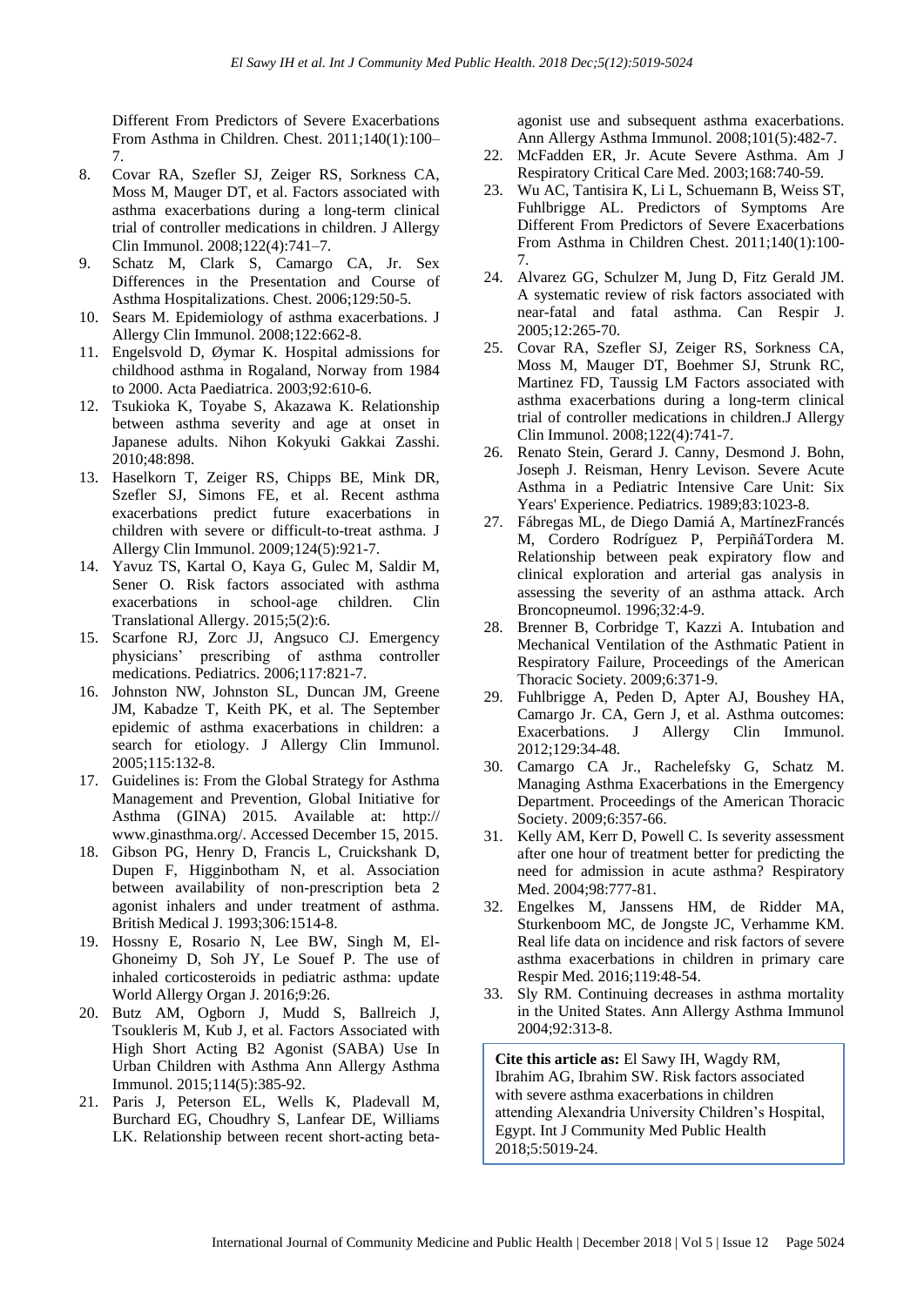Different From Predictors of Severe Exacerbations From Asthma in Children. Chest. 2011;140(1):100–7.

8. Covar RA, Szefler SJ, Zeiger RS, Sorkness CA, Moss M, Mauger DT, et al. Factors associated with asthma exacerbations during a long-term clinical trial of controller medications in children. J Allergy Clin Immunol. 2008;122(4):741–7.
9. Schatz M, Clark S, Camargo CA, Jr. Sex Differences in the Presentation and Course of Asthma Hospitalizations. Chest. 2006;129:50-5.
10. Sears M. Epidemiology of asthma exacerbations. J Allergy Clin Immunol. 2008;122:662-8.
11. Engelsvold D, Øymar K. Hospital admissions for childhood asthma in Rogaland, Norway from 1984 to 2000. Acta Paediatrica. 2003;92:610-6.
12. Tsukioka K, Toyabe S, Akazawa K. Relationship between asthma severity and age at onset in Japanese adults. Nihon Kokyuki Gakkai Zasshi. 2010;48:898.
13. Haselkorn T, Zeiger RS, Chipps BE, Mink DR, Szefler SJ, Simons FE, et al. Recent asthma exacerbations predict future exacerbations in children with severe or difficult-to-treat asthma. J Allergy Clin Immunol. 2009;124(5):921-7.
14. Yavuz TS, Kartal O, Kaya G, Gulec M, Saldir M, Sener O. Risk factors associated with asthma exacerbations in school-age children. Clin Translational Allergy. 2015;5(2):6.
15. Scarfone RJ, Zorc JJ, Angsuco CJ. Emergency physicians' prescribing of asthma controller medications. Pediatrics. 2006;117:821-7.
16. Johnston NW, Johnston SL, Duncan JM, Greene JM, Kabadze T, Keith PK, et al. The September epidemic of asthma exacerbations in children: a search for etiology. J Allergy Clin Immunol. 2005;115:132-8.
17. Guidelines is: From the Global Strategy for Asthma Management and Prevention, Global Initiative for Asthma (GINA) 2015. Available at: http:// www.ginasthma.org/. Accessed December 15, 2015.
18. Gibson PG, Henry D, Francis L, Cruickshank D, Dupen F, Higginbotham N, et al. Association between availability of non-prescription beta 2 agonist inhalers and under treatment of asthma. British Medical J. 1993;306:1514-8.
19. Hossny E, Rosario N, Lee BW, Singh M, El-Ghoneimy D, Soh JY, Le Souef P. The use of inhaled corticosteroids in pediatric asthma: update World Allergy Organ J. 2016;9:26.
20. Butz AM, Ogborn J, Mudd S, Ballreich J, Tsoukleris M, Kub J, et al. Factors Associated with High Short Acting B2 Agonist (SABA) Use In Urban Children with Asthma Ann Allergy Asthma Immunol. 2015;114(5):385-92.
21. Paris J, Peterson EL, Wells K, Pladevall M, Burchard EG, Choudhry S, Lanfear DE, Williams LK. Relationship between recent short-acting beta-agonist use and subsequent asthma exacerbations. Ann Allergy Asthma Immunol. 2008;101(5):482-7.
22. McFadden ER, Jr. Acute Severe Asthma. Am J Respiratory Critical Care Med. 2003;168:740-59.
23. Wu AC, Tantisira K, Li L, Schuemann B, Weiss ST, Fuhlbrigge AL. Predictors of Symptoms Are Different From Predictors of Severe Exacerbations From Asthma in Children Chest. 2011;140(1):100-7.
24. Alvarez GG, Schulzer M, Jung D, Fitz Gerald JM. A systematic review of risk factors associated with near-fatal and fatal asthma. Can Respir J. 2005;12:265-70.
25. Covar RA, Szefler SJ, Zeiger RS, Sorkness CA, Moss M, Mauger DT, Boehmer SJ, Strunk RC, Martinez FD, Taussig LM Factors associated with asthma exacerbations during a long-term clinical trial of controller medications in children.J Allergy Clin Immunol. 2008;122(4):741-7.
26. Renato Stein, Gerard J. Canny, Desmond J. Bohn, Joseph J. Reisman, Henry Levison. Severe Acute Asthma in a Pediatric Intensive Care Unit: Six Years' Experience. Pediatrics. 1989;83:1023-8.
27. Fábregas ML, de Diego Damiá A, MartínezFrancés M, Cordero Rodríguez P, PerpiñáTordera M. Relationship between peak expiratory flow and clinical exploration and arterial gas analysis in assessing the severity of an asthma attack. Arch Broncopneumol. 1996;32:4-9.
28. Brenner B, Corbridge T, Kazzi A. Intubation and Mechanical Ventilation of the Asthmatic Patient in Respiratory Failure, Proceedings of the American Thoracic Society. 2009;6:371-9.
29. Fuhlbrigge A, Peden D, Apter AJ, Boushey HA, Camargo Jr. CA, Gern J, et al. Asthma outcomes: Exacerbations. J Allergy Clin Immunol. 2012;129:34-48.
30. Camargo CA Jr., Rachelefsky G, Schatz M. Managing Asthma Exacerbations in the Emergency Department. Proceedings of the American Thoracic Society. 2009;6:357-66.
31. Kelly AM, Kerr D, Powell C. Is severity assessment after one hour of treatment better for predicting the need for admission in acute asthma? Respiratory Med. 2004;98:777-81.
32. Engelkes M, Janssens HM, de Ridder MA, Sturkenboom MC, de Jongste JC, Verhamme KM. Real life data on incidence and risk factors of severe asthma exacerbations in children in primary care Respir Med. 2016;119:48-54.
33. Sly RM. Continuing decreases in asthma mortality in the United States. Ann Allergy Asthma Immunol 2004;92:313-8.

**Cite this article as:** El Sawy IH, Wagdy RM, Ibrahim AG, Ibrahim SW. Risk factors associated with severe asthma exacerbations in children attending Alexandria University Children's Hospital, Egypt. Int J Community Med Public Health 2018;5:5019-24.